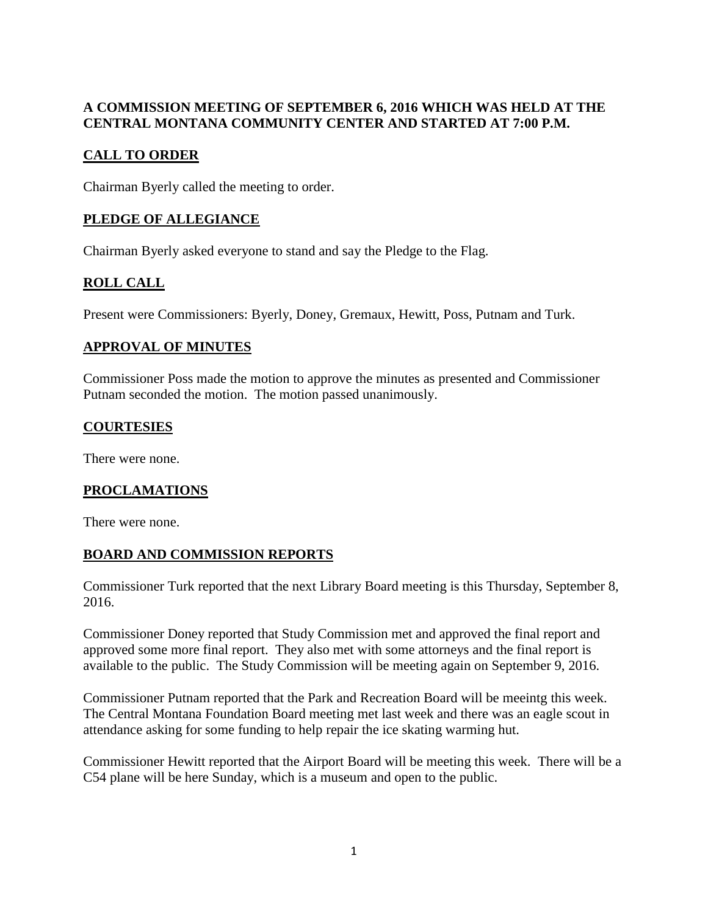**A COMMISSION MEETING OF SEPTEMBER 6, 2016 WHICH WAS HELD AT THE CENTRAL MONTANA COMMUNITY CENTER AND STARTED AT 7:00 P.M.**

## CALL TO ORDER

Chairman Byerly called the meeting to order.

## PLEDGE OF ALLEGIANCE

Chairman Byerly asked everyone to stand and say the Pledge to the Flag.

## ROLL CALL

Present were Commissioners: Byerly, Doney, Gremaux, Hewitt, Poss, Putnam and Turk.

## APPROVAL OF MINUTES

Commissioner Poss made the motion to approve the minutes as presented and Commissioner Putnam seconded the motion. The motion passed unanimously.

## COURTESIES

There were none.

## PROCLAMATIONS

There were none.

## BOARD AND COMMISSION REPORTS

Commissioner Turk reported that the next Library Board meeting is this Thursday, September 8, 2016.

Commissioner Doney reported that Study Commission met and approved the final report and approved some more final report. They also met with some attorneys and the final report is available to the public. The Study Commission will be meeting again on September 9, 2016.

Commissioner Putnam reported that the Park and Recreation Board will be meeintg this week. The Central Montana Foundation Board meeting met last week and there was an eagle scout in attendance asking for some funding to help repair the ice skating warming hut.

Commissioner Hewitt reported that the Airport Board will be meeting this week. There will be a C54 plane will be here Sunday, which is a museum and open to the public.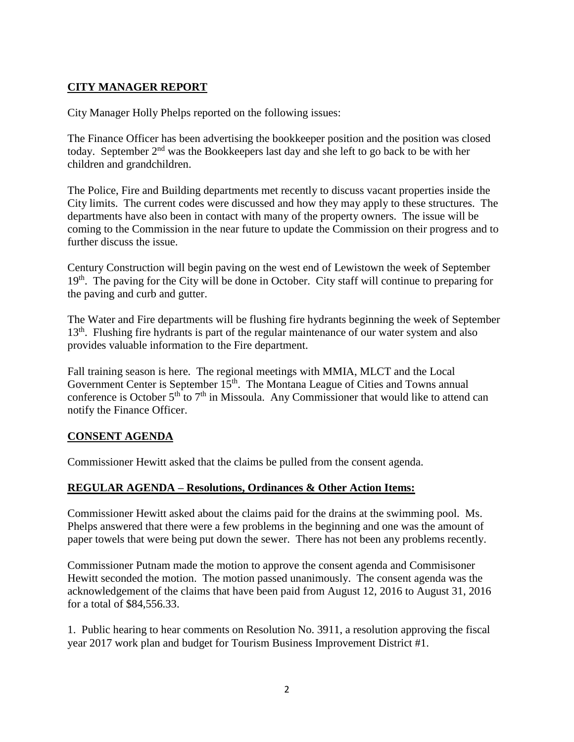## CITY MANAGER REPORT

City Manager Holly Phelps reported on the following issues:

The Finance Officer has been advertising the bookkeeper position and the position was closed today. September 2nd was the Bookkeepers last day and she left to go back to be with her children and grandchildren.

The Police, Fire and Building departments met recently to discuss vacant properties inside the City limits. The current codes were discussed and how they may apply to these structures. The departments have also been in contact with many of the property owners. The issue will be coming to the Commission in the near future to update the Commission on their progress and to further discuss the issue.

Century Construction will begin paving on the west end of Lewistown the week of September 19th. The paving for the City will be done in October. City staff will continue to preparing for the paving and curb and gutter.

The Water and Fire departments will be flushing fire hydrants beginning the week of September 13th. Flushing fire hydrants is part of the regular maintenance of our water system and also provides valuable information to the Fire department.

Fall training season is here. The regional meetings with MMIA, MLCT and the Local Government Center is September 15th. The Montana League of Cities and Towns annual conference is October 5th to 7th in Missoula. Any Commissioner that would like to attend can notify the Finance Officer.

## CONSENT AGENDA

Commissioner Hewitt asked that the claims be pulled from the consent agenda.

## REGULAR AGENDA – Resolutions, Ordinances & Other Action Items:

Commissioner Hewitt asked about the claims paid for the drains at the swimming pool. Ms. Phelps answered that there were a few problems in the beginning and one was the amount of paper towels that were being put down the sewer. There has not been any problems recently.

Commissioner Putnam made the motion to approve the consent agenda and Commisisoner Hewitt seconded the motion. The motion passed unanimously. The consent agenda was the acknowledgement of the claims that have been paid from August 12, 2016 to August 31, 2016 for a total of $84,556.33.

1. Public hearing to hear comments on Resolution No. 3911, a resolution approving the fiscal year 2017 work plan and budget for Tourism Business Improvement District #1.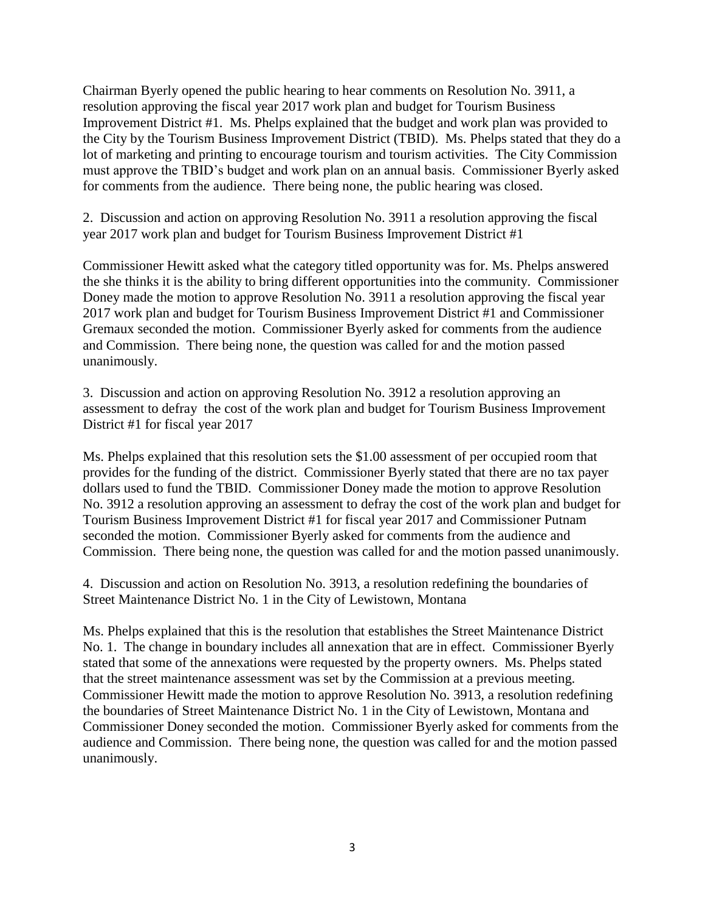Chairman Byerly opened the public hearing to hear comments on Resolution No. 3911, a resolution approving the fiscal year 2017 work plan and budget for Tourism Business Improvement District #1. Ms. Phelps explained that the budget and work plan was provided to the City by the Tourism Business Improvement District (TBID). Ms. Phelps stated that they do a lot of marketing and printing to encourage tourism and tourism activities. The City Commission must approve the TBID's budget and work plan on an annual basis. Commissioner Byerly asked for comments from the audience. There being none, the public hearing was closed.

2. Discussion and action on approving Resolution No. 3911 a resolution approving the fiscal year 2017 work plan and budget for Tourism Business Improvement District #1

Commissioner Hewitt asked what the category titled opportunity was for. Ms. Phelps answered the she thinks it is the ability to bring different opportunities into the community. Commissioner Doney made the motion to approve Resolution No. 3911 a resolution approving the fiscal year 2017 work plan and budget for Tourism Business Improvement District #1 and Commissioner Gremaux seconded the motion. Commissioner Byerly asked for comments from the audience and Commission. There being none, the question was called for and the motion passed unanimously.

3. Discussion and action on approving Resolution No. 3912 a resolution approving an assessment to defray the cost of the work plan and budget for Tourism Business Improvement District #1 for fiscal year 2017

Ms. Phelps explained that this resolution sets the $1.00 assessment of per occupied room that provides for the funding of the district. Commissioner Byerly stated that there are no tax payer dollars used to fund the TBID. Commissioner Doney made the motion to approve Resolution No. 3912 a resolution approving an assessment to defray the cost of the work plan and budget for Tourism Business Improvement District #1 for fiscal year 2017 and Commissioner Putnam seconded the motion. Commissioner Byerly asked for comments from the audience and Commission. There being none, the question was called for and the motion passed unanimously.

4. Discussion and action on Resolution No. 3913, a resolution redefining the boundaries of Street Maintenance District No. 1 in the City of Lewistown, Montana

Ms. Phelps explained that this is the resolution that establishes the Street Maintenance District No. 1. The change in boundary includes all annexation that are in effect. Commissioner Byerly stated that some of the annexations were requested by the property owners. Ms. Phelps stated that the street maintenance assessment was set by the Commission at a previous meeting. Commissioner Hewitt made the motion to approve Resolution No. 3913, a resolution redefining the boundaries of Street Maintenance District No. 1 in the City of Lewistown, Montana and Commissioner Doney seconded the motion. Commissioner Byerly asked for comments from the audience and Commission. There being none, the question was called for and the motion passed unanimously.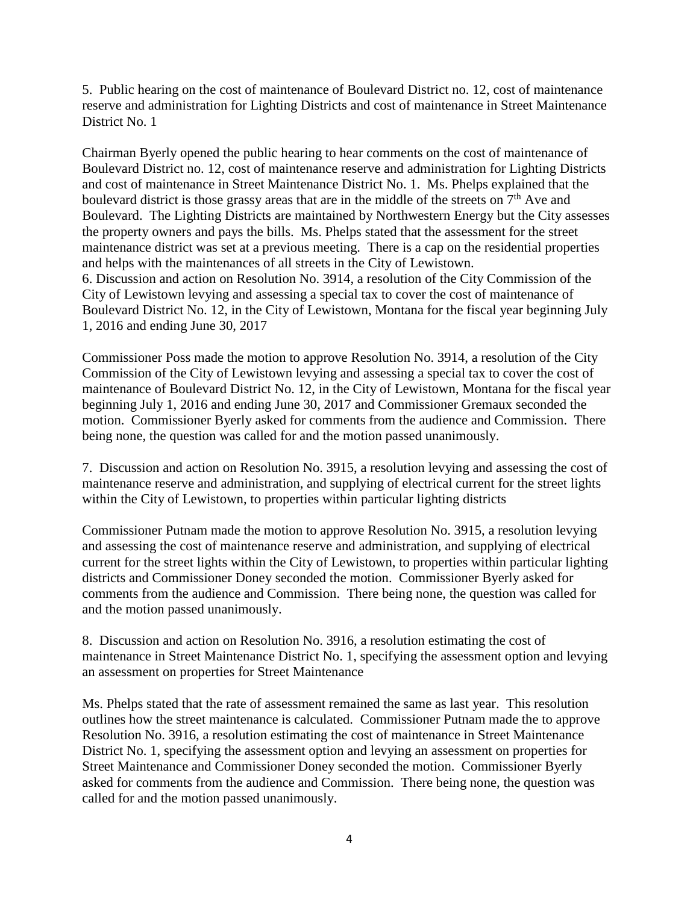5. Public hearing on the cost of maintenance of Boulevard District no. 12, cost of maintenance reserve and administration for Lighting Districts and cost of maintenance in Street Maintenance District No. 1

Chairman Byerly opened the public hearing to hear comments on the cost of maintenance of Boulevard District no. 12, cost of maintenance reserve and administration for Lighting Districts and cost of maintenance in Street Maintenance District No. 1. Ms. Phelps explained that the boulevard district is those grassy areas that are in the middle of the streets on 7th Ave and Boulevard. The Lighting Districts are maintained by Northwestern Energy but the City assesses the property owners and pays the bills. Ms. Phelps stated that the assessment for the street maintenance district was set at a previous meeting. There is a cap on the residential properties and helps with the maintenances of all streets in the City of Lewistown.

6. Discussion and action on Resolution No. 3914, a resolution of the City Commission of the City of Lewistown levying and assessing a special tax to cover the cost of maintenance of Boulevard District No. 12, in the City of Lewistown, Montana for the fiscal year beginning July 1, 2016 and ending June 30, 2017

Commissioner Poss made the motion to approve Resolution No. 3914, a resolution of the City Commission of the City of Lewistown levying and assessing a special tax to cover the cost of maintenance of Boulevard District No. 12, in the City of Lewistown, Montana for the fiscal year beginning July 1, 2016 and ending June 30, 2017 and Commissioner Gremaux seconded the motion. Commissioner Byerly asked for comments from the audience and Commission. There being none, the question was called for and the motion passed unanimously.

7. Discussion and action on Resolution No. 3915, a resolution levying and assessing the cost of maintenance reserve and administration, and supplying of electrical current for the street lights within the City of Lewistown, to properties within particular lighting districts

Commissioner Putnam made the motion to approve Resolution No. 3915, a resolution levying and assessing the cost of maintenance reserve and administration, and supplying of electrical current for the street lights within the City of Lewistown, to properties within particular lighting districts and Commissioner Doney seconded the motion. Commissioner Byerly asked for comments from the audience and Commission. There being none, the question was called for and the motion passed unanimously.

8. Discussion and action on Resolution No. 3916, a resolution estimating the cost of maintenance in Street Maintenance District No. 1, specifying the assessment option and levying an assessment on properties for Street Maintenance

Ms. Phelps stated that the rate of assessment remained the same as last year. This resolution outlines how the street maintenance is calculated. Commissioner Putnam made the to approve Resolution No. 3916, a resolution estimating the cost of maintenance in Street Maintenance District No. 1, specifying the assessment option and levying an assessment on properties for Street Maintenance and Commissioner Doney seconded the motion. Commissioner Byerly asked for comments from the audience and Commission. There being none, the question was called for and the motion passed unanimously.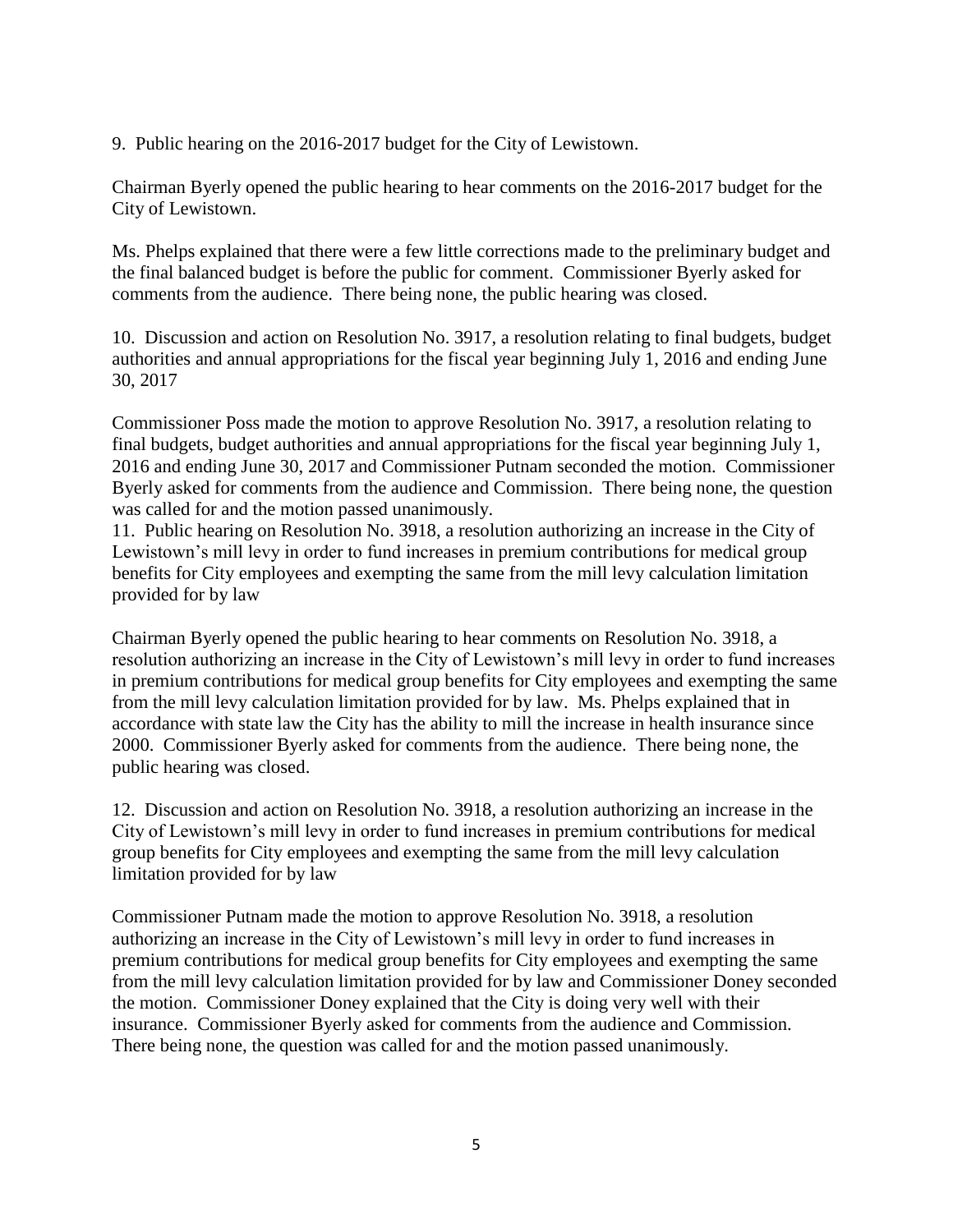9. Public hearing on the 2016-2017 budget for the City of Lewistown.

Chairman Byerly opened the public hearing to hear comments on the 2016-2017 budget for the City of Lewistown.

Ms. Phelps explained that there were a few little corrections made to the preliminary budget and the final balanced budget is before the public for comment. Commissioner Byerly asked for comments from the audience. There being none, the public hearing was closed.

10. Discussion and action on Resolution No. 3917, a resolution relating to final budgets, budget authorities and annual appropriations for the fiscal year beginning July 1, 2016 and ending June 30, 2017

Commissioner Poss made the motion to approve Resolution No. 3917, a resolution relating to final budgets, budget authorities and annual appropriations for the fiscal year beginning July 1, 2016 and ending June 30, 2017 and Commissioner Putnam seconded the motion. Commissioner Byerly asked for comments from the audience and Commission. There being none, the question was called for and the motion passed unanimously.

11. Public hearing on Resolution No. 3918, a resolution authorizing an increase in the City of Lewistown's mill levy in order to fund increases in premium contributions for medical group benefits for City employees and exempting the same from the mill levy calculation limitation provided for by law

Chairman Byerly opened the public hearing to hear comments on Resolution No. 3918, a resolution authorizing an increase in the City of Lewistown's mill levy in order to fund increases in premium contributions for medical group benefits for City employees and exempting the same from the mill levy calculation limitation provided for by law. Ms. Phelps explained that in accordance with state law the City has the ability to mill the increase in health insurance since 2000. Commissioner Byerly asked for comments from the audience. There being none, the public hearing was closed.

12. Discussion and action on Resolution No. 3918, a resolution authorizing an increase in the City of Lewistown's mill levy in order to fund increases in premium contributions for medical group benefits for City employees and exempting the same from the mill levy calculation limitation provided for by law

Commissioner Putnam made the motion to approve Resolution No. 3918, a resolution authorizing an increase in the City of Lewistown's mill levy in order to fund increases in premium contributions for medical group benefits for City employees and exempting the same from the mill levy calculation limitation provided for by law and Commissioner Doney seconded the motion. Commissioner Doney explained that the City is doing very well with their insurance. Commissioner Byerly asked for comments from the audience and Commission. There being none, the question was called for and the motion passed unanimously.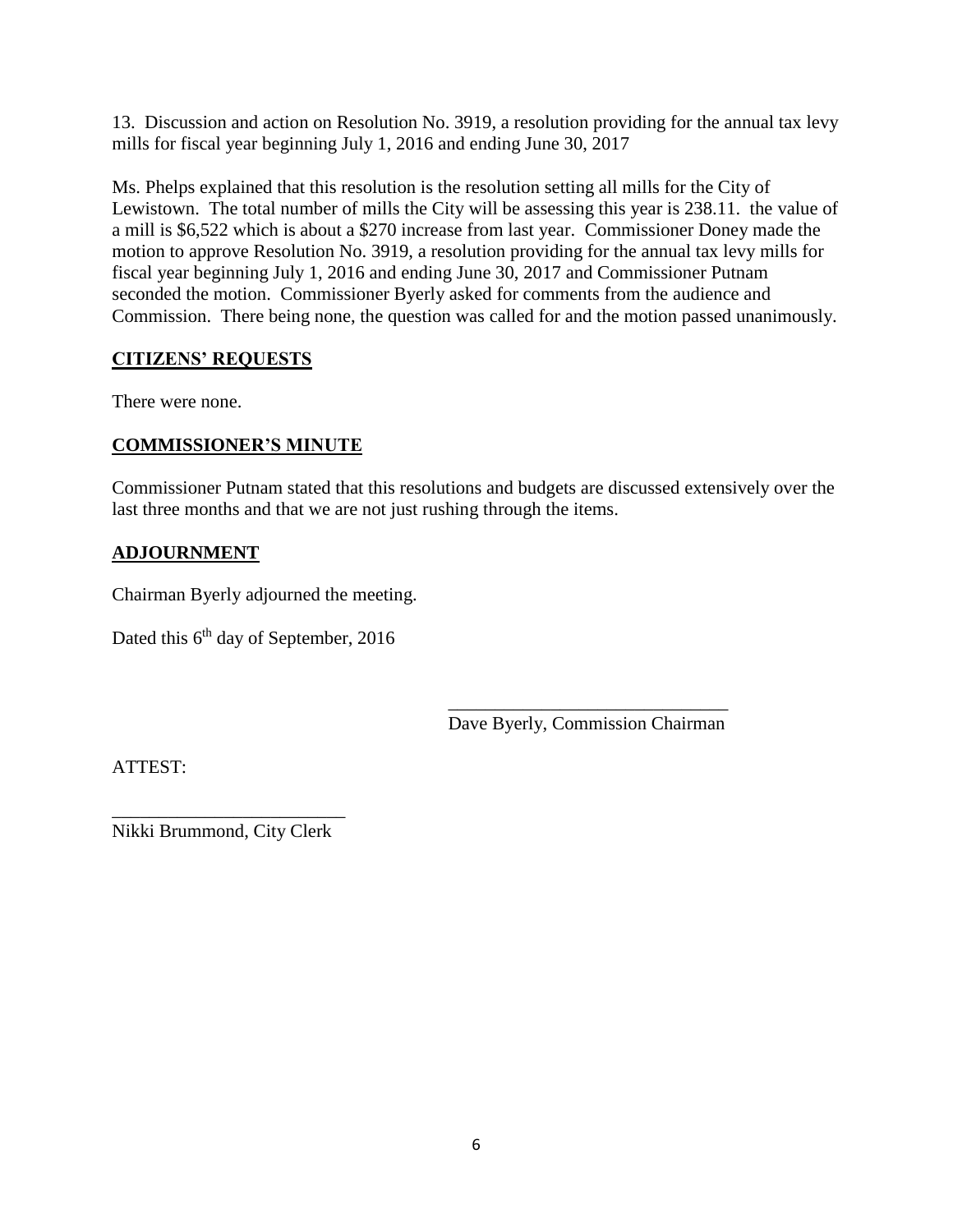13. Discussion and action on Resolution No. 3919, a resolution providing for the annual tax levy mills for fiscal year beginning July 1, 2016 and ending June 30, 2017

Ms. Phelps explained that this resolution is the resolution setting all mills for the City of Lewistown. The total number of mills the City will be assessing this year is 238.11. the value of a mill is $6,522 which is about a $270 increase from last year. Commissioner Doney made the motion to approve Resolution No. 3919, a resolution providing for the annual tax levy mills for fiscal year beginning July 1, 2016 and ending June 30, 2017 and Commissioner Putnam seconded the motion. Commissioner Byerly asked for comments from the audience and Commission. There being none, the question was called for and the motion passed unanimously.

## CITIZENS' REQUESTS

There were none.

## COMMISSIONER'S MINUTE

Commissioner Putnam stated that this resolutions and budgets are discussed extensively over the last three months and that we are not just rushing through the items.

## ADJOURNMENT

Chairman Byerly adjourned the meeting.

Dated this 6th day of September, 2016

\_\_\_\_\_\_\_\_\_\_\_\_\_\_\_\_\_\_\_\_\_\_\_\_\_\_\_\_\_\_
Dave Byerly, Commission Chairman

ATTEST:

\_\_\_\_\_\_\_\_\_\_\_\_\_\_\_\_\_\_\_\_\_\_\_\_\_
Nikki Brummond, City Clerk